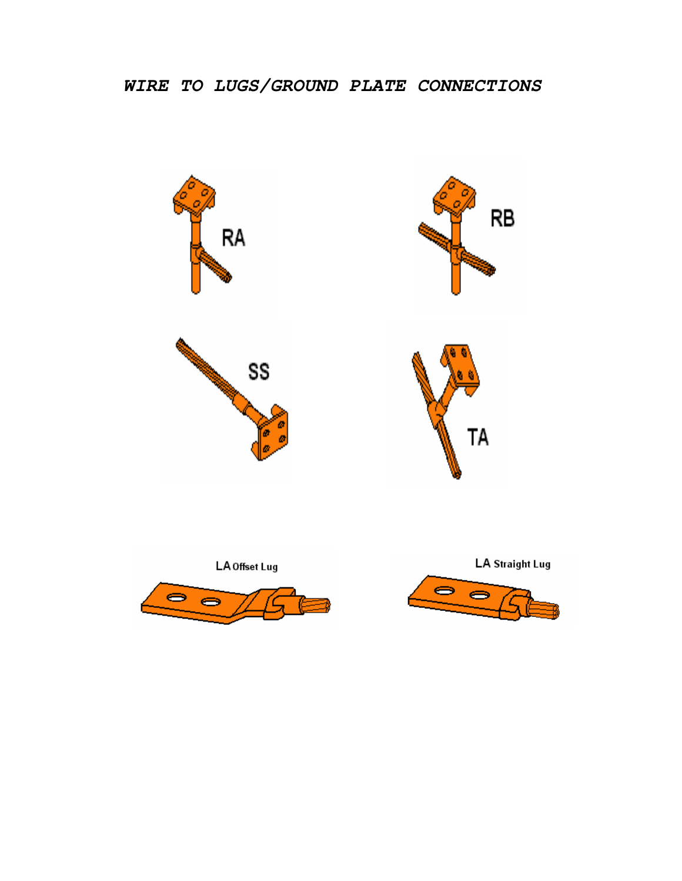# *WIRE TO LUGS/GROUND PLATE CONNECTIONS*

RA

RB

SS

TA

LA Offset Lug

LA Straight Lug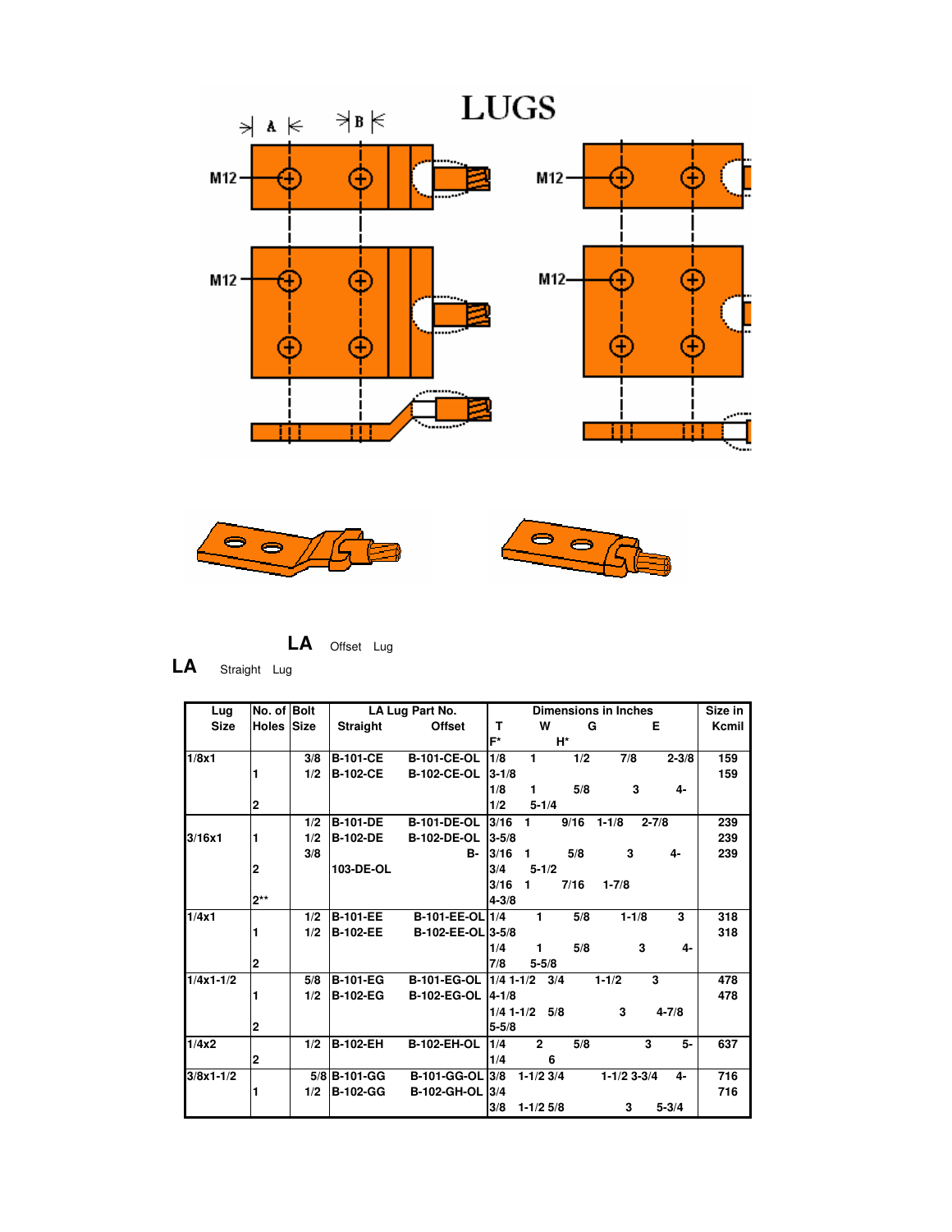# LUGS

**LA** Offset Lug

**LA** Straight Lug

| Lug Size | No. of Holes | Bolt Size | LA Lug Part No. Straight | LA Lug Part No. Offset | T | W | G | E | F* | H* | Size in Kcmil |
|---|---|---|---|---|---|---|---|---|---|---|---|
| 1/8x1 | 1 | 3/8 | B-101-CE | B-101-CE-OL | 1/8 | 1 | 1/2 | 7/8 | 2-3/8 | 3-1/8 | 159 |
| | 2 | 1/2 | B-102-CE | B-102-CE-OL | 1/8 | 1 | 5/8 | 3 | 4-1/2 | 5-1/4 | 159 |
| 3/16x1 | 1 | 1/2 | B-101-DE | B-101-DE-OL | 3/16 | 1 | 9/16 | 1-1/8 | 2-7/8 | 3-5/8 | 239 |
| | 2 | 1/2 | B-102-DE | B-102-DE-OL | 3/16 | 1 | 5/8 | 3 | 4-3/4 | 5-1/2 | 239 |
| | 2** | 3/8 | | B-103-DE-OL | 3/16 | 1 | 7/16 | 1-7/8 | 4-3/8 | | 239 |
| 1/4x1 | 1 | 1/2 | B-101-EE | B-101-EE-OL | 1/4 | 1 | 5/8 | 1-1/8 | 3 | 3-5/8 | 318 |
| | 2 | 1/2 | B-102-EE | B-102-EE-OL | 1/4 | 1 | 5/8 | 3 | 4-7/8 | 5-5/8 | 318 |
| 1/4x1-1/2 | 1 | 5/8 | B-101-EG | B-101-EG-OL | 1/4 | 1-1/2 | 3/4 | 1-1/2 | 3 | 4-1/8 | 478 |
| | 2 | 1/2 | B-102-EG | B-102-EG-OL | 1/4 | 1-1/2 | 5/8 | 3 | 4-7/8 | 5-5/8 | 478 |
| 1/4x2 | 2 | 1/2 | B-102-EH | B-102-EH-OL | 1/4 | 2 | 5/8 | 3 | 5-1/4 | 6 | 637 |
| 3/8x1-1/2 | 1 | 5/8 | B-101-GG | B-101-GG-OL | 3/8 | 1-1/2 | 3/4 | 1-1/2 | 3-3/4 | 4-3/4 | 716 |
| | 2 | 1/2 | B-102-GG | B-102-GH-OL | 3/8 | 1-1/2 | 5/8 | 3 | 5-3/4 | | 716 |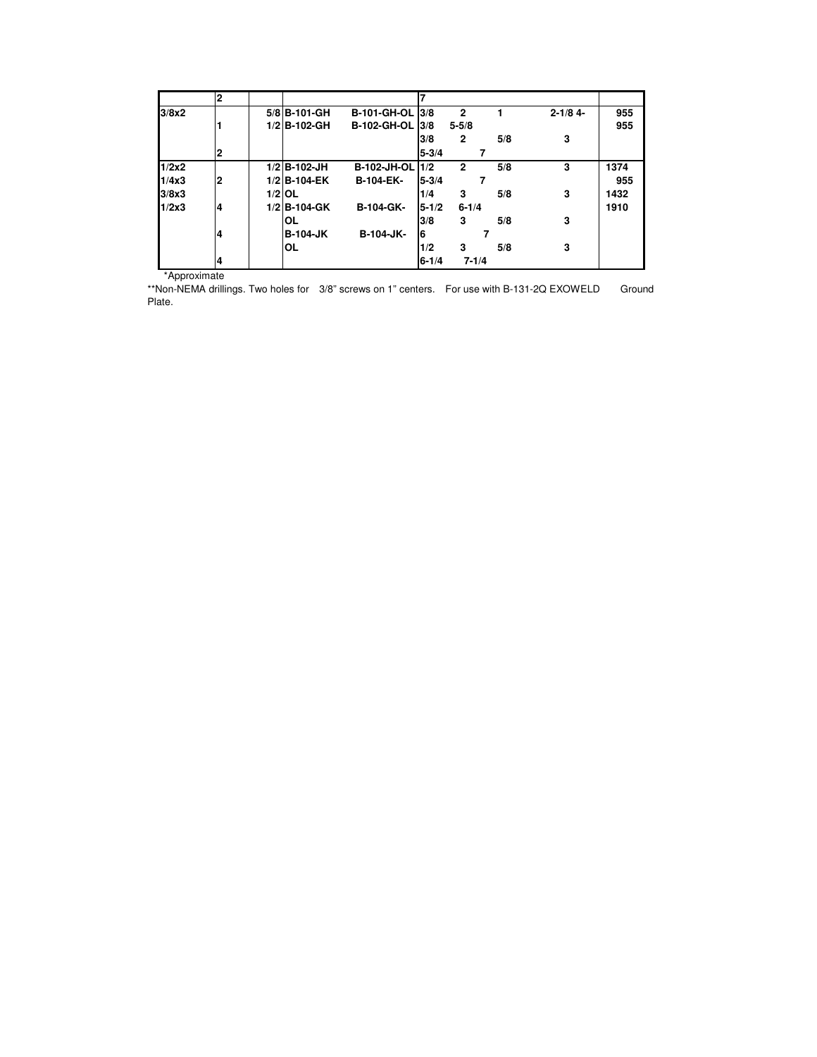| | 2 | | | | 7 | | | | |
|---|---|---|---|---|---|---|---|---|---|
| 3/8x2 | | 5/8 | B-101-GH | B-101-GH-OL | 3/8 | 2 | 1 | 2-1/8 4- | 955 |
| | 1 | 1/2 | B-102-GH | B-102-GH-OL | 3/8 | 5-5/8 | | | 955 |
| | | | | | 3/8 | 2 | 5/8 | 3 | |
| | 2 | | | | 5-3/4 | 7 | | | |
| 1/2x2 | | 1/2 | B-102-JH | B-102-JH-OL | 1/2 | 2 | 5/8 | 3 | 1374 |
| 1/4x3 | 2 | 1/2 | B-104-EK | B-104-EK- | 5-3/4 | 7 | | | 955 |
| 3/8x3 | | 1/2 | OL | | 1/4 | 3 | 5/8 | 3 | 1432 |
| 1/2x3 | 4 | 1/2 | B-104-GK | B-104-GK- | 5-1/2 | 6-1/4 | | | 1910 |
| | | | OL | | 3/8 | 3 | 5/8 | 3 | |
| | 4 | | B-104-JK | B-104-JK- | 6 | 7 | | | |
| | | | OL | | 1/2 | 3 | 5/8 | 3 | |
| | 4 | | | | 6-1/4 | 7-1/4 | | | |

*Approximate

**Non-NEMA drillings. Two holes for 3/8" screws on 1" centers. For use with B-131-2Q EXOWELD Ground Plate.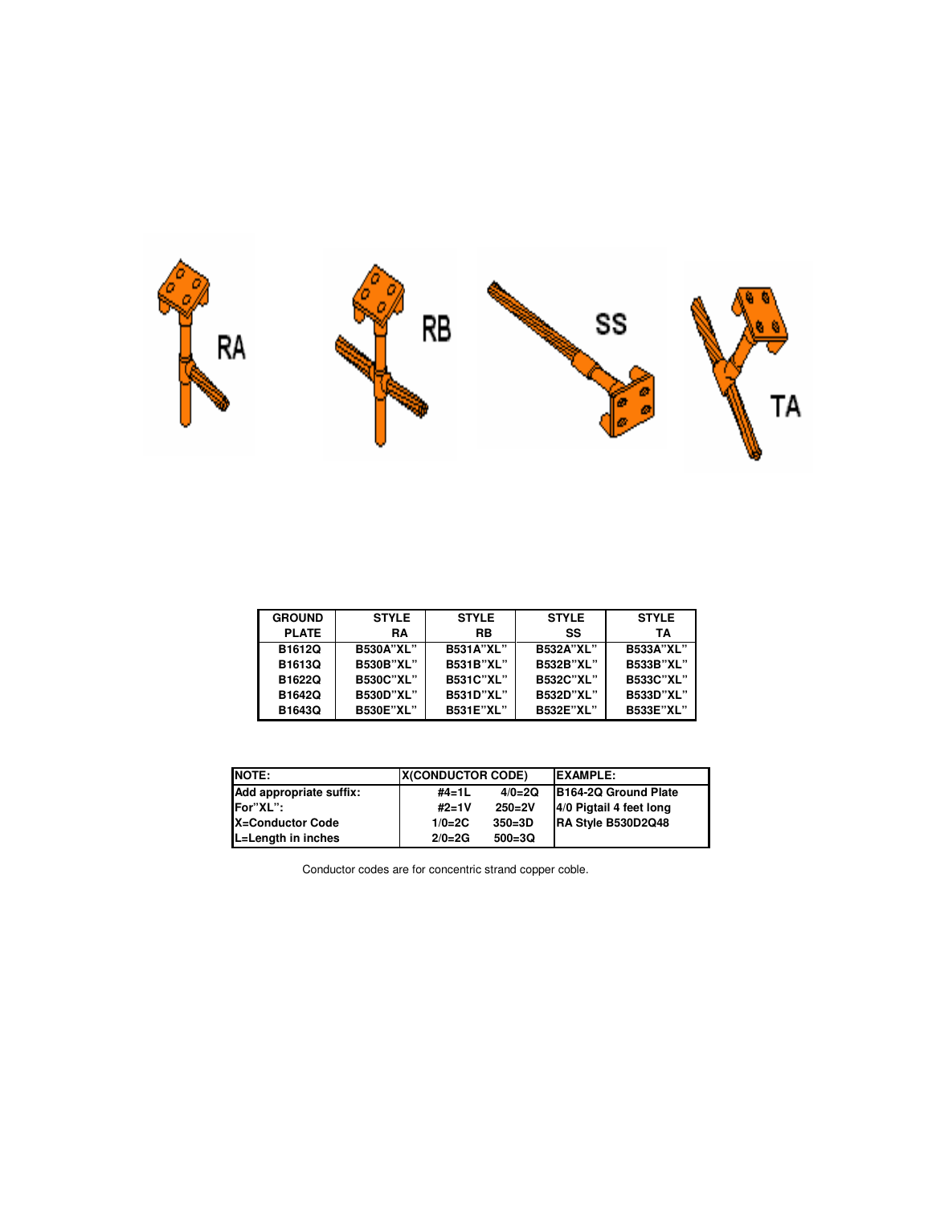RA

RB

SS

TA

| GROUND PLATE | STYLE RA | STYLE RB | STYLE SS | STYLE TA |
|---|---|---|---|---|
| B1612Q | B530A"XL" | B531A"XL" | B532A"XL" | B533A"XL" |
| B1613Q | B530B"XL" | B531B"XL" | B532B"XL" | B533B"XL" |
| B1622Q | B530C"XL" | B531C"XL" | B532C"XL" | B533C"XL" |
| B1642Q | B530D"XL" | B531D"XL" | B532D"XL" | B533D"XL" |
| B1643Q | B530E"XL" | B531E"XL" | B532E"XL" | B533E"XL" |

| NOTE: | X(CONDUCTOR CODE) | | EXAMPLE: |
|---|---|---|---|
| Add appropriate suffix: | #4=1L | 4/0=2Q | B164-2Q Ground Plate |
| For"XL": | #2=1V | 250=2V | 4/0 Pigtail 4 feet long |
| X=Conductor Code | 1/0=2C | 350=3D | RA Style B530D2Q48 |
| L=Length in inches | 2/0=2G | 500=3Q | |

Conductor codes are for concentric strand copper coble.